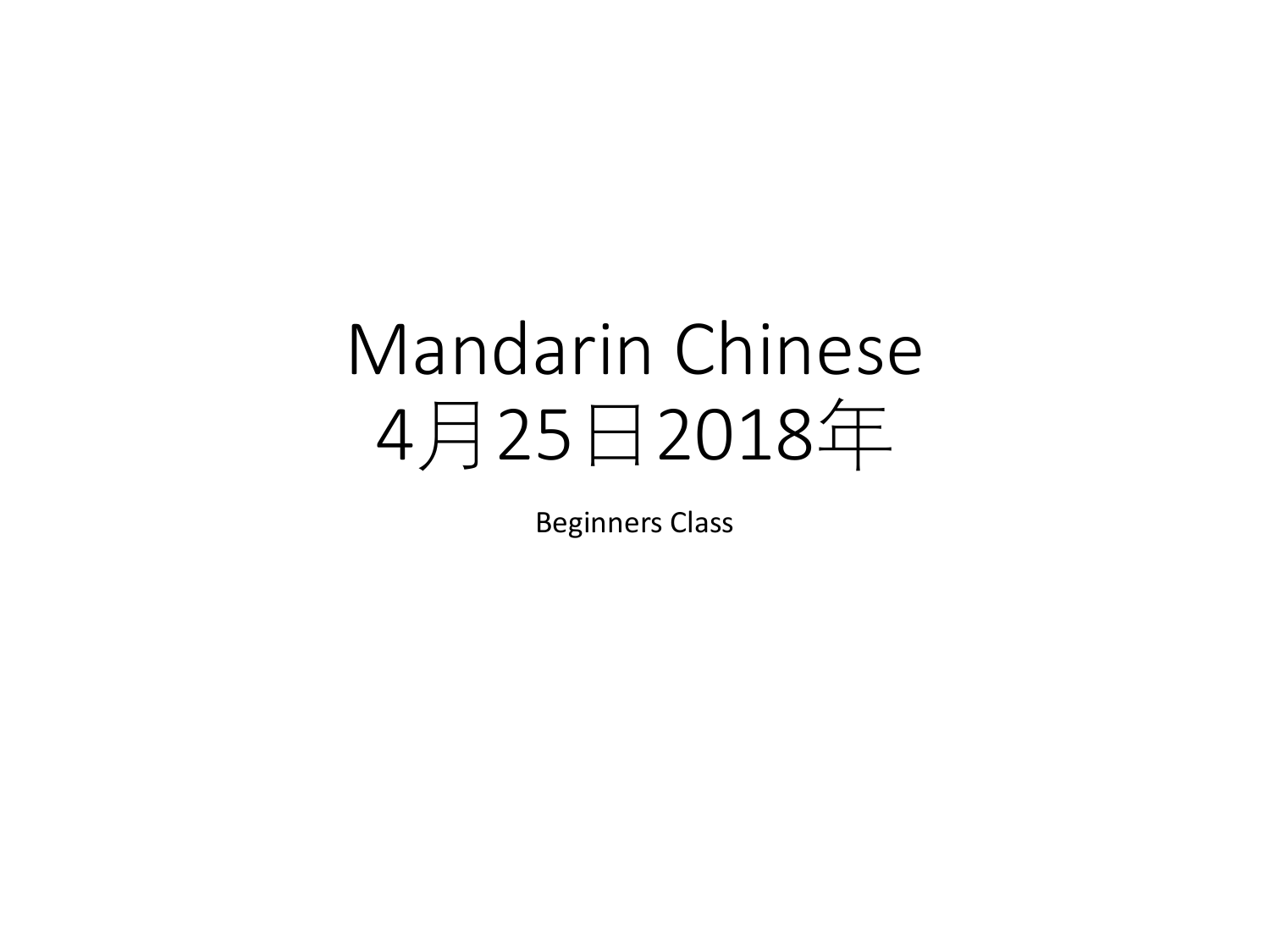# Mandarin Chinese
# 4月25日2018年

Beginners Class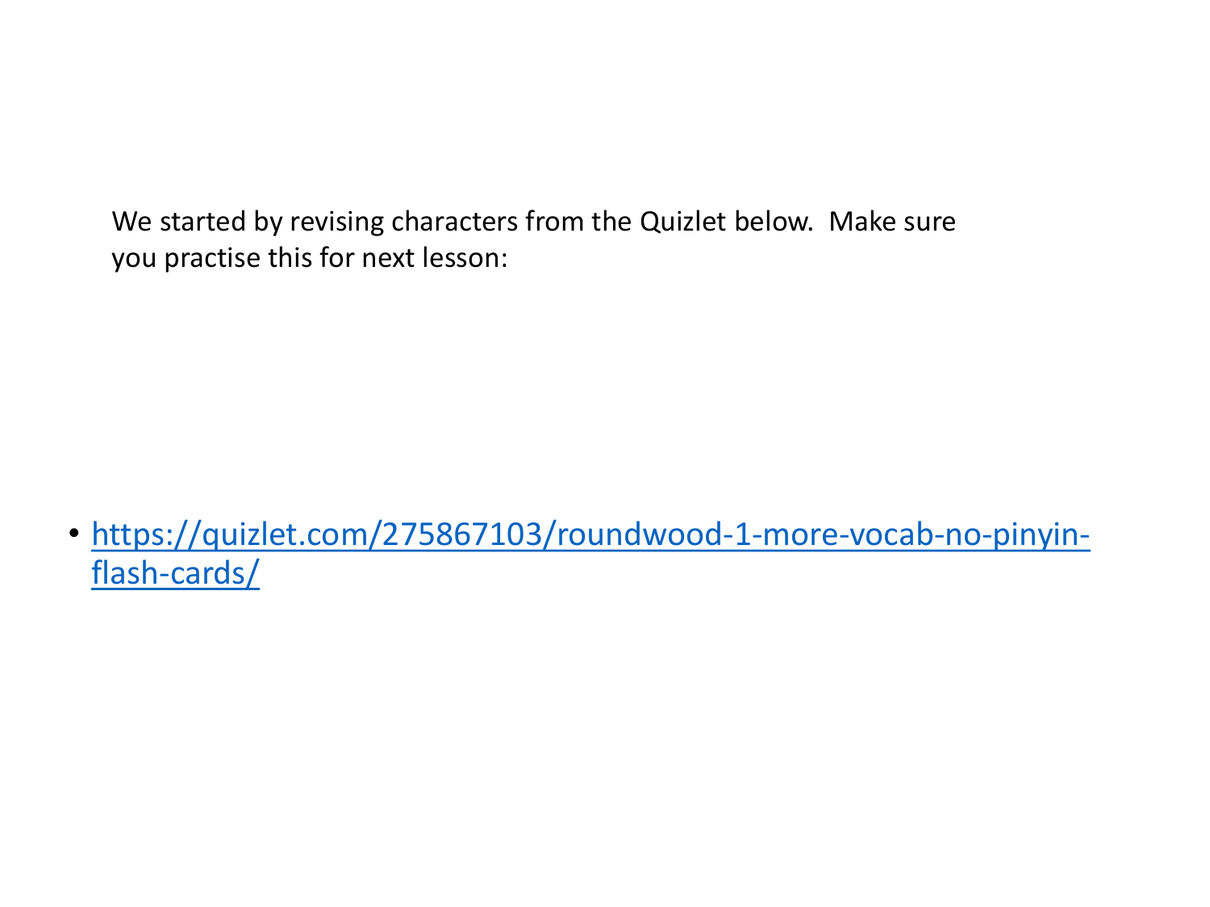We started by revising characters from the Quizlet below. Make sure you practise this for next lesson:

- [https://quizlet.com/275867103/roundwood-1-more-vocab-no-pinyin-flash-cards/](https://quizlet.com/275867103/roundwood-1-more-vocab-no-pinyin-flash-cards/)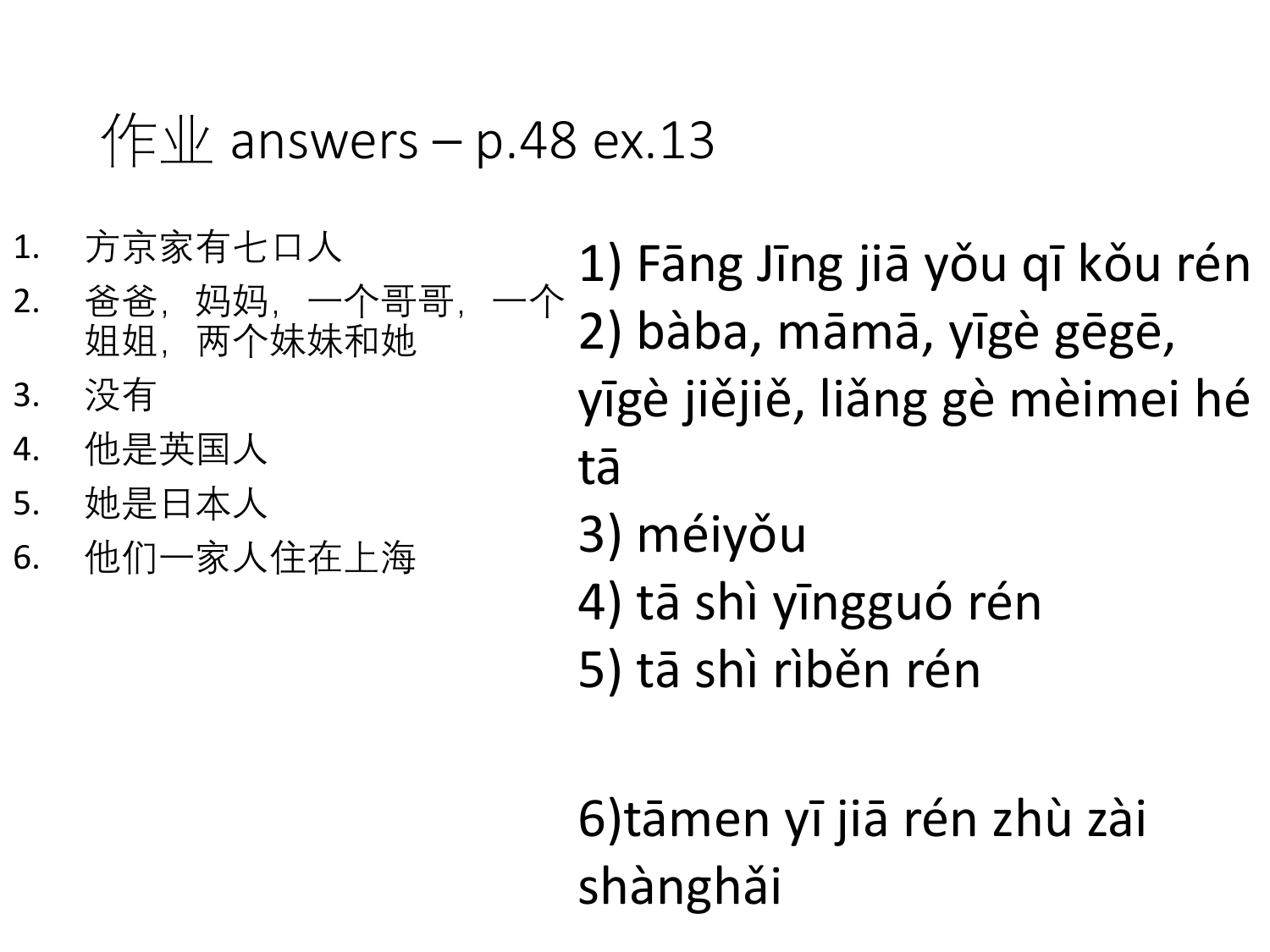# 作业 answers – p.48 ex.13

1. 方京家有七口人
2. 爸爸，妈妈，一个哥哥，一个姐姐，两个妹妹和她
3. 没有
4. 他是英国人
5. 她是日本人
6. 他们一家人住在上海

1) Fāng Jīng jiā yǒu qī kǒu rén
2) bàba, māmā, yīgè gēgē, yīgè jiějiě, liǎng gè mèimei hé tā
3) méiyǒu
4) tā shì yīngguó rén
5) tā shì rìběn rén

6)tāmen yī jiā rén zhù zài shànghǎi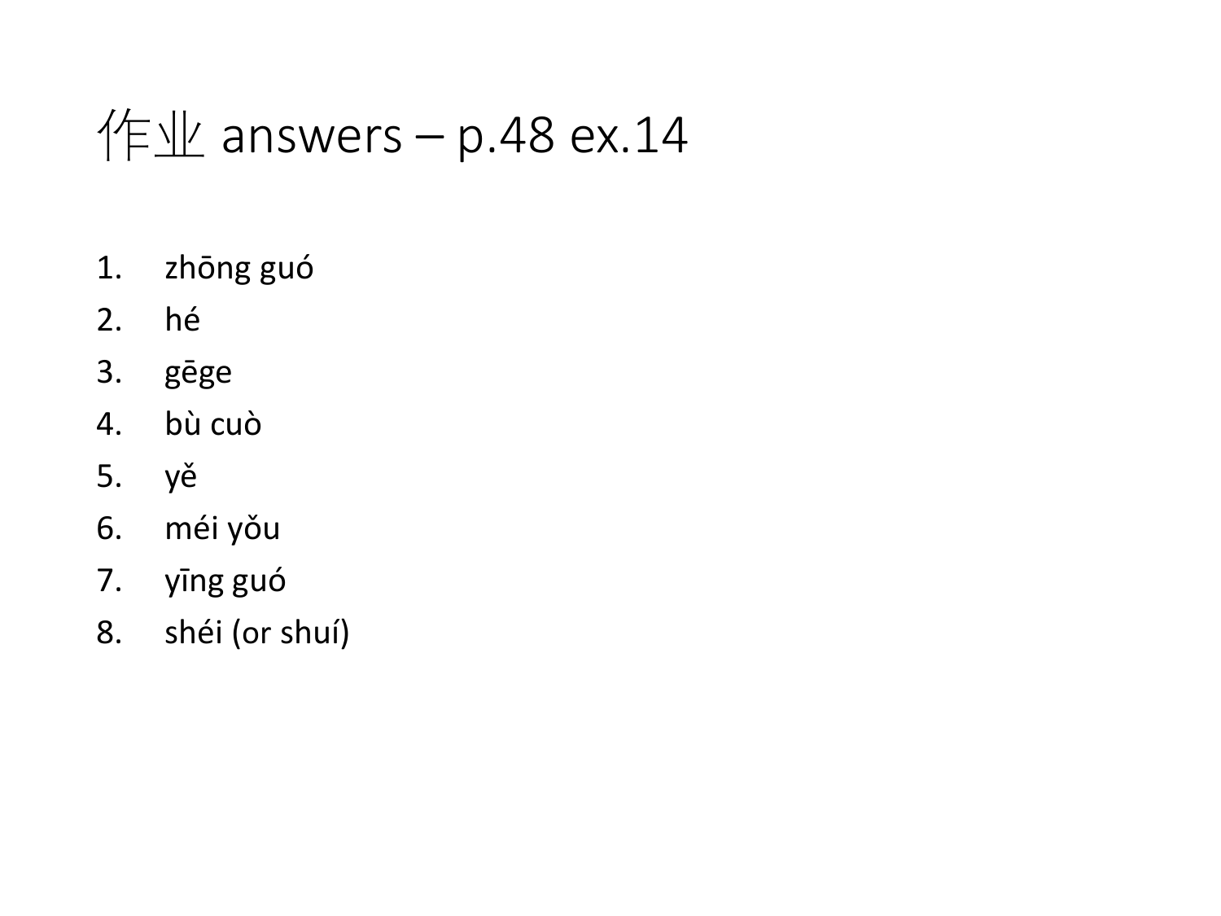# 作业 answers – p.48 ex.14

1. zhōng guó
2. hé
3. gēge
4. bù cuò
5. yě
6. méi yǒu
7. yīng guó
8. shéi (or shuí)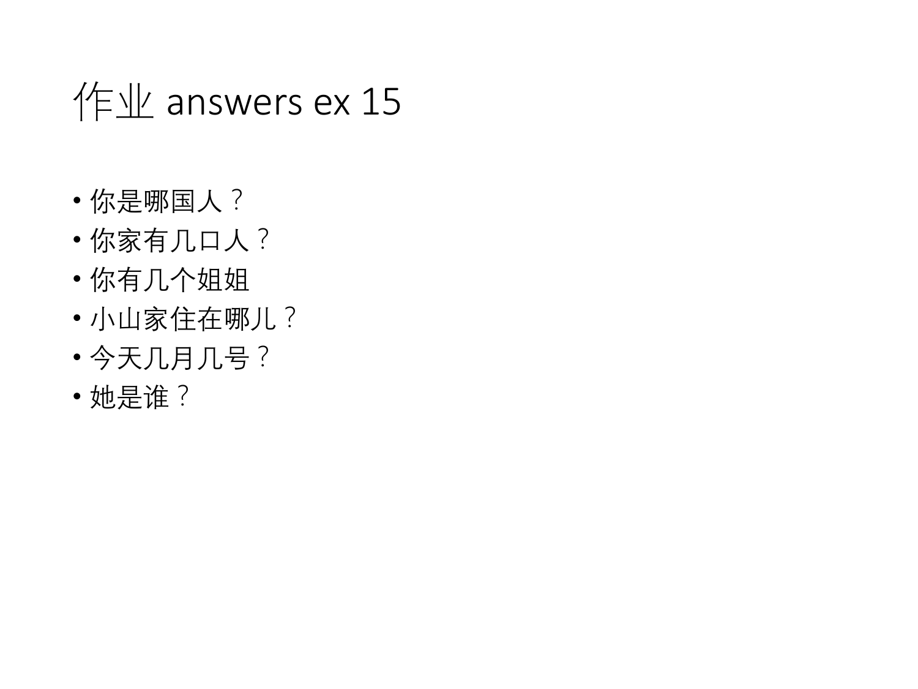# 作业 answers ex 15

- 你是哪国人？
- 你家有几口人？
- 你有几个姐姐
- 小山家住在哪儿？
- 今天几月几号？
- 她是谁？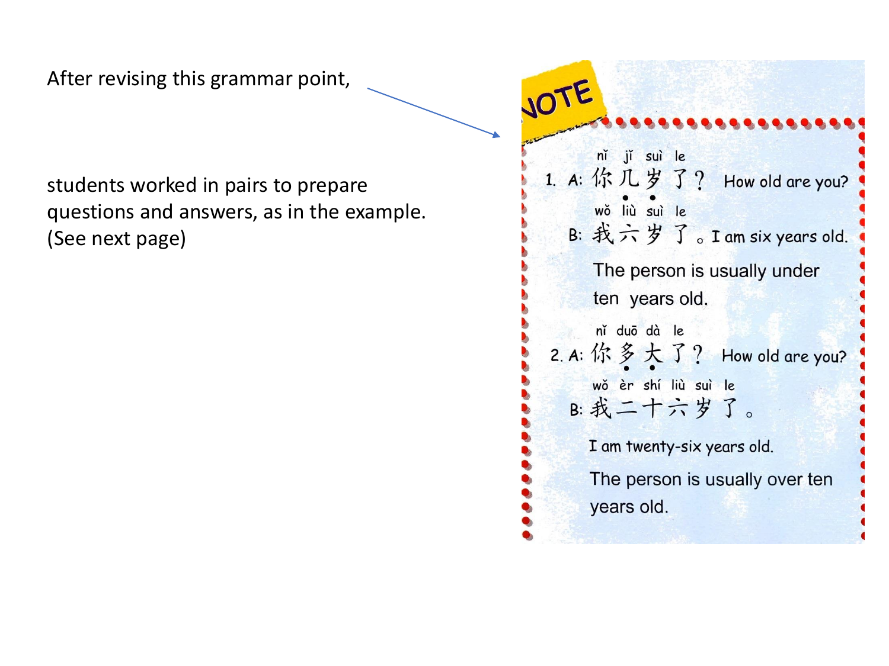After revising this grammar point,

students worked in pairs to prepare questions and answers, as in the example. (See next page)

**NOTE**

1. A: 你几岁了？(nǐ jǐ suì le) How old are you?

   B: 我六岁了。(wǒ liù suì le) I am six years old.

   The person is usually under ten years old.

2. A: 你多大了？(nǐ duō dà le) How old are you?

   B: 我二十六岁了。(wǒ èr shí liù suì le)

   I am twenty-six years old.

   The person is usually over ten years old.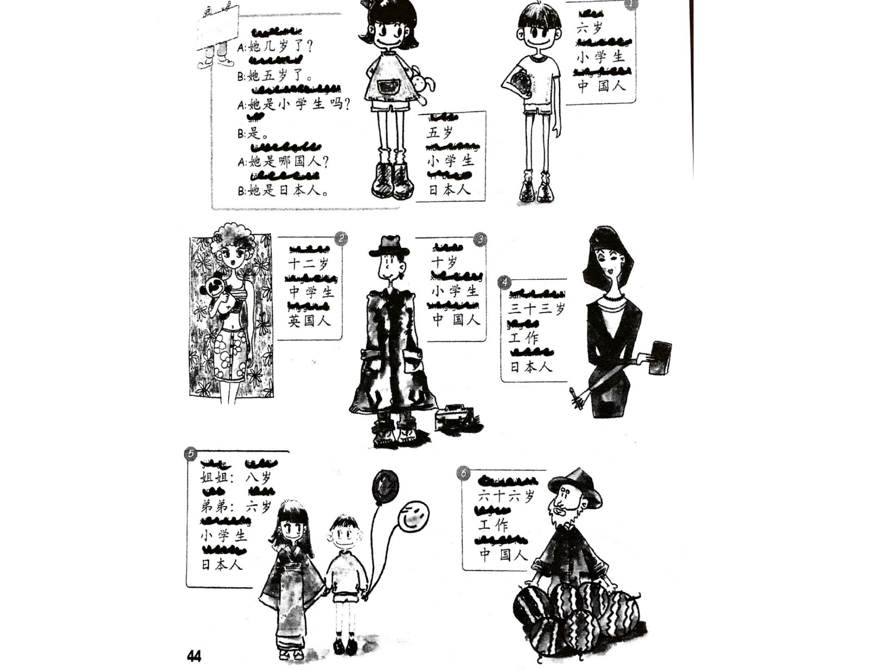A:她几岁了?

B:她五岁了。

A:她是小学生吗?

B:是。

A:她是哪国人?

B:她是日本人。

五岁
小学生
日本人

1

六岁
小学生
中国人

2

十二岁
中学生
英国人

3

十岁
小学生
中国人

4

三十三岁
工作
日本人

5

姐姐: 八岁
弟弟: 六岁
小学生
日本人

6

六十六岁
工作
中国人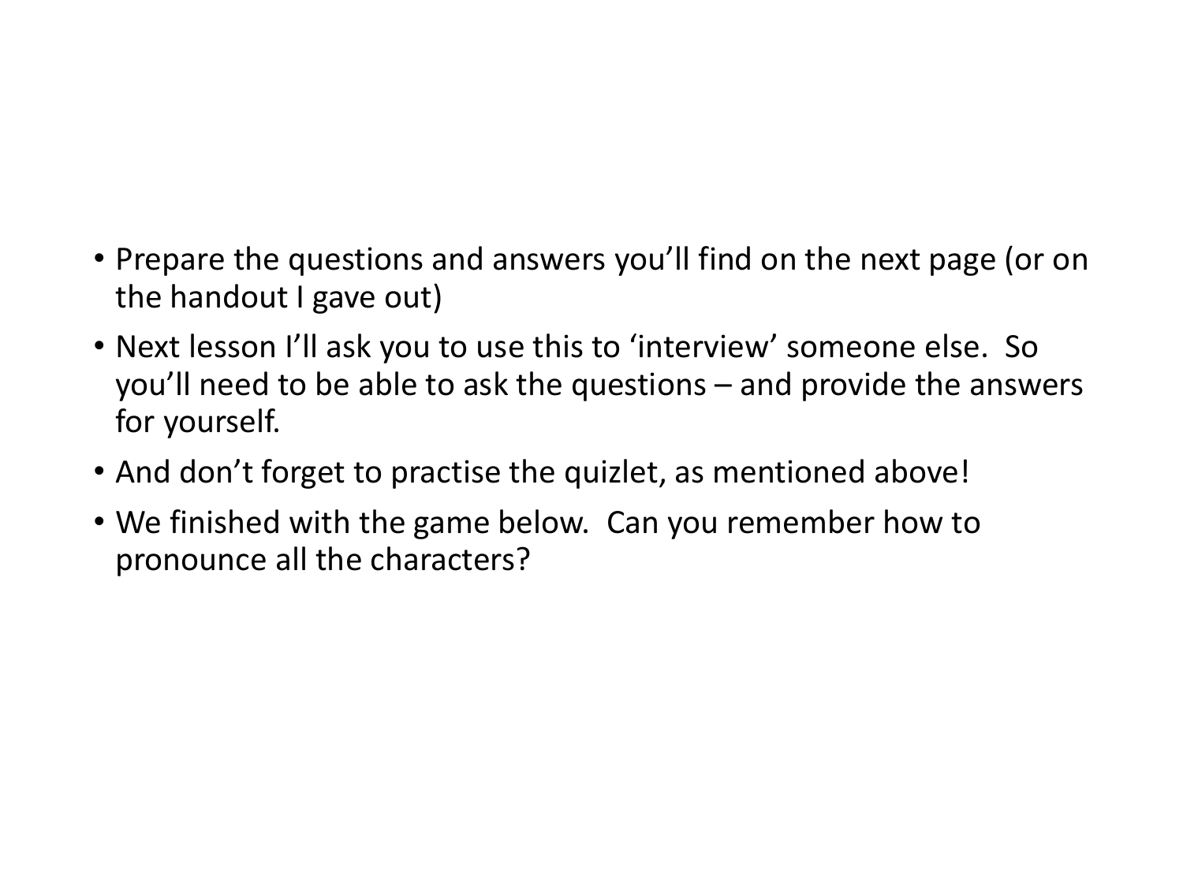- Prepare the questions and answers you'll find on the next page (or on the handout I gave out)
- Next lesson I'll ask you to use this to 'interview' someone else. So you'll need to be able to ask the questions – and provide the answers for yourself.
- And don't forget to practise the quizlet, as mentioned above!
- We finished with the game below. Can you remember how to pronounce all the characters?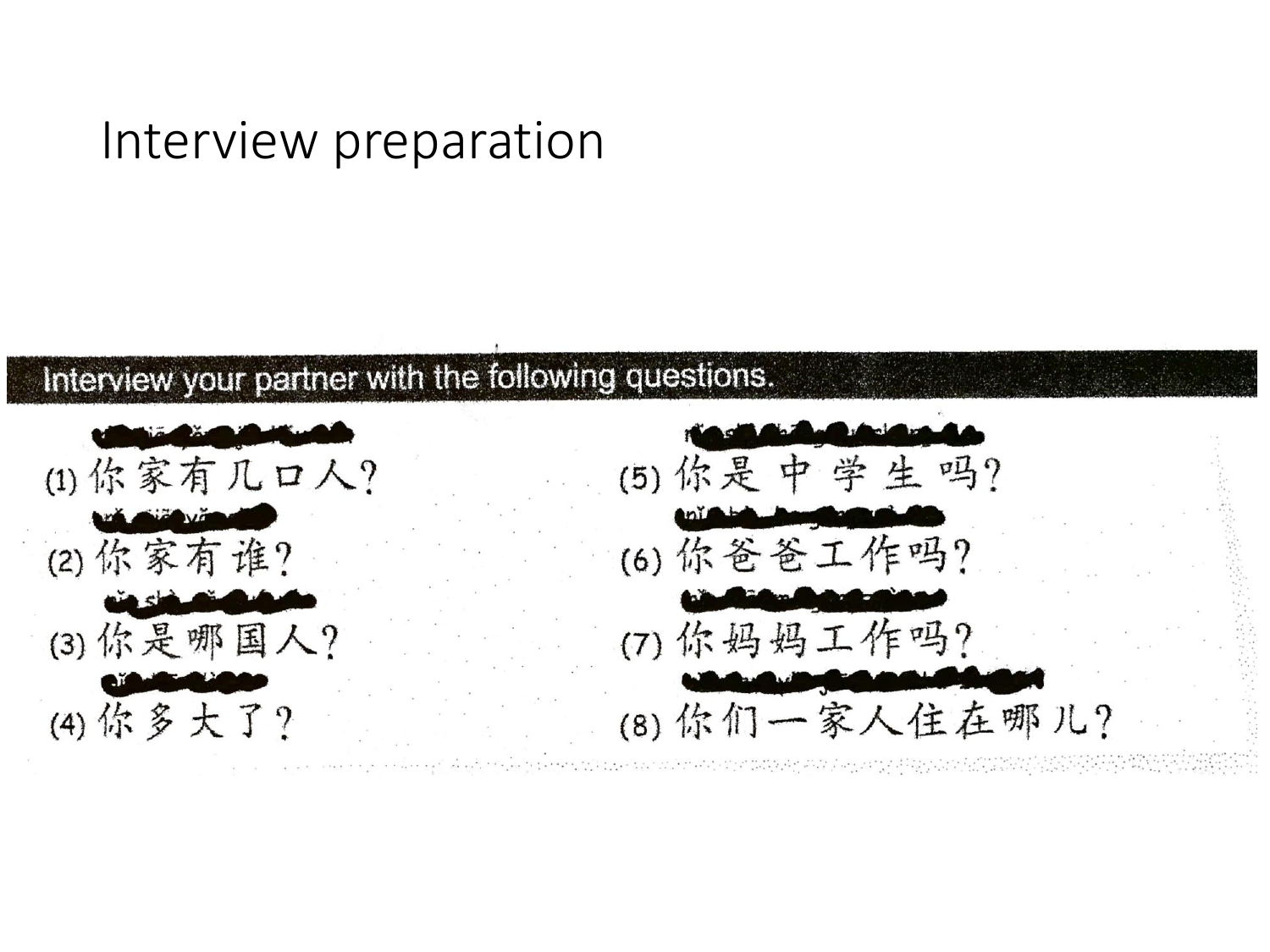# Interview preparation

**Interview your partner with the following questions.**

(1) 你家有几口人?

(2) 你家有谁?

(3) 你是哪国人?

(4) 你多大了?

(5) 你是中学生吗?

(6) 你爸爸工作吗?

(7) 你妈妈工作吗?

(8) 你们一家人住在哪儿?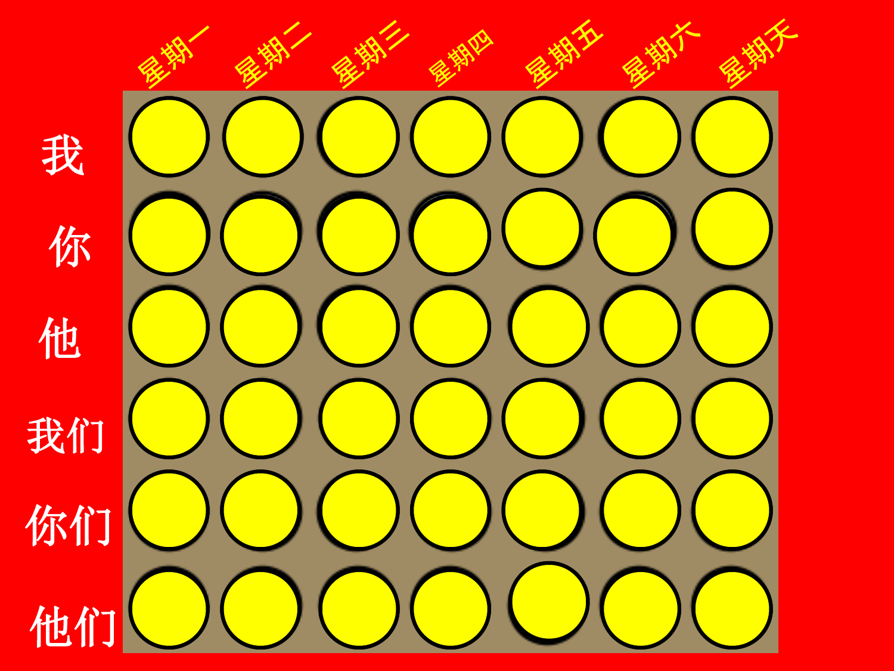| | 星期一 | 星期二 | 星期三 | 星期四 | 星期五 | 星期六 | 星期天 |
|---|---|---|---|---|---|---|---|
| 我 | | | | | | | |
| 你 | | | | | | | |
| 他 | | | | | | | |
| 我们 | | | | | | | |
| 你们 | | | | | | | |
| 他们 | | | | | | | |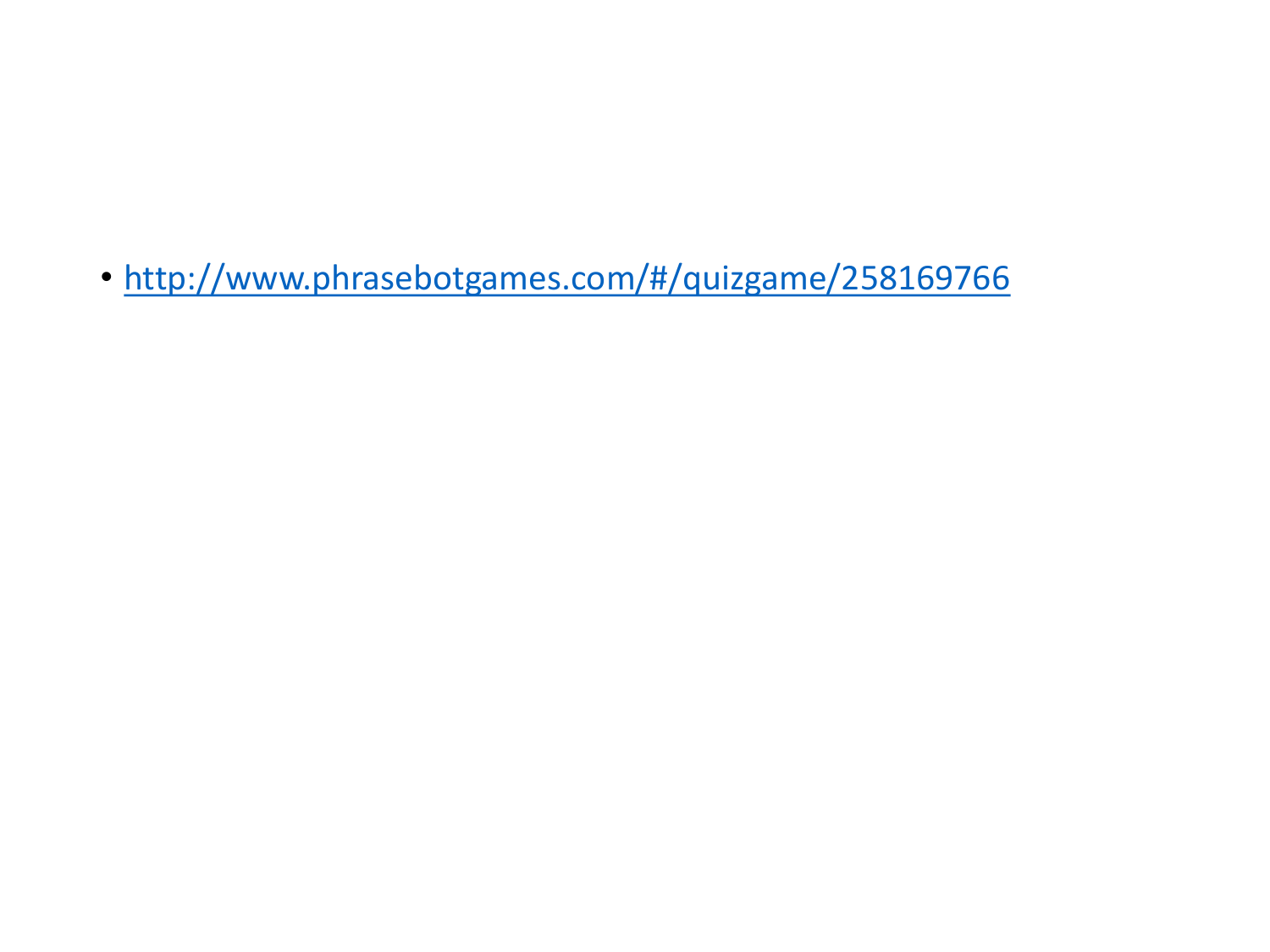- http://www.phrasebotgames.com/#/quizgame/258169766